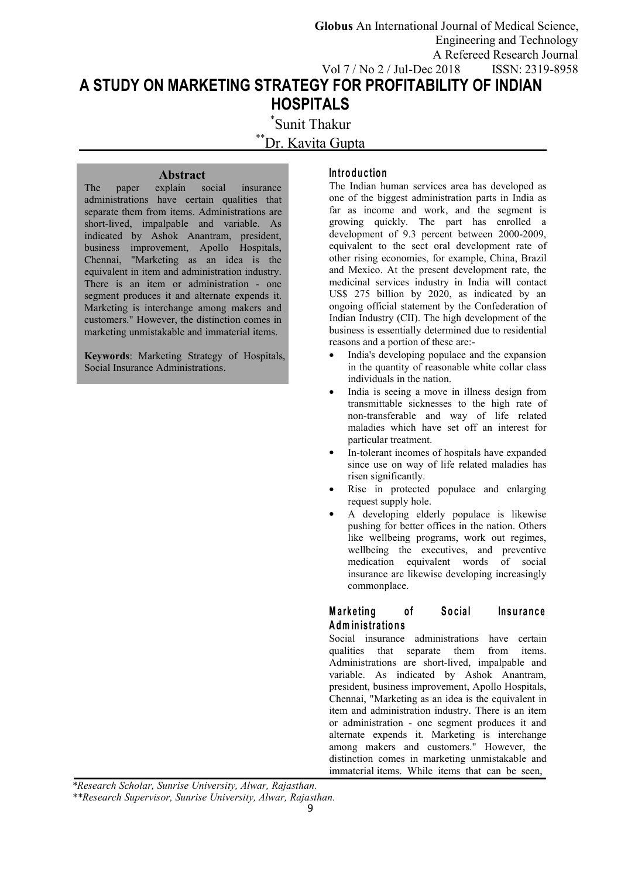# A STUDY ON MARKETING STRATEGY FOR PROFITABILITY OF INDIAN HOSPITALS

*Sunit Thakur

**Dr. Kavita Gupta

### Abstract

The paper explain social insurance administrations have certain qualities that separate them from items. Administrations are short-lived, impalpable and variable. As indicated by Ashok Anantram, president, business improvement, Apollo Hospitals, Chennai, "Marketing as an idea is the equivalent in item and administration industry. There is an item or administration - one segment produces it and alternate expends it. Marketing is interchange among makers and customers." However, the distinction comes in marketing unmistakable and immaterial items.

**Keywords**: Marketing Strategy of Hospitals, Social Insurance Administrations.

## Introduction

The Indian human services area has developed as one of the biggest administration parts in India as far as income and work, and the segment is growing quickly. The part has enrolled a development of 9.3 percent between 2000-2009, equivalent to the sect oral development rate of other rising economies, for example, China, Brazil and Mexico. At the present development rate, the medicinal services industry in India will contact US$ 275 billion by 2020, as indicated by an ongoing official statement by the Confederation of Indian Industry (CII). The high development of the business is essentially determined due to residential reasons and a portion of these are:-

- India's developing populace and the expansion in the quantity of reasonable white collar class individuals in the nation.
- India is seeing a move in illness design from transmittable sicknesses to the high rate of non-transferable and way of life related maladies which have set off an interest for particular treatment.
- In-tolerant incomes of hospitals have expanded since use on way of life related maladies has risen significantly.
- Rise in protected populace and enlarging request supply hole.
- A developing elderly populace is likewise pushing for better offices in the nation. Others like wellbeing programs, work out regimes, wellbeing the executives, and preventive medication equivalent words of social insurance are likewise developing increasingly commonplace.

## Marketing of Social Insurance Administrations

Social insurance administrations have certain qualities that separate them from items. Administrations are short-lived, impalpable and variable. As indicated by Ashok Anantram, president, business improvement, Apollo Hospitals, Chennai, "Marketing as an idea is the equivalent in item and administration industry. There is an item or administration - one segment produces it and alternate expends it. Marketing is interchange among makers and customers." However, the distinction comes in marketing unmistakable and immaterial items. While items that can be seen,

*Research Scholar, Sunrise University, Alwar, Rajasthan.

**Research Supervisor, Sunrise University, Alwar, Rajasthan.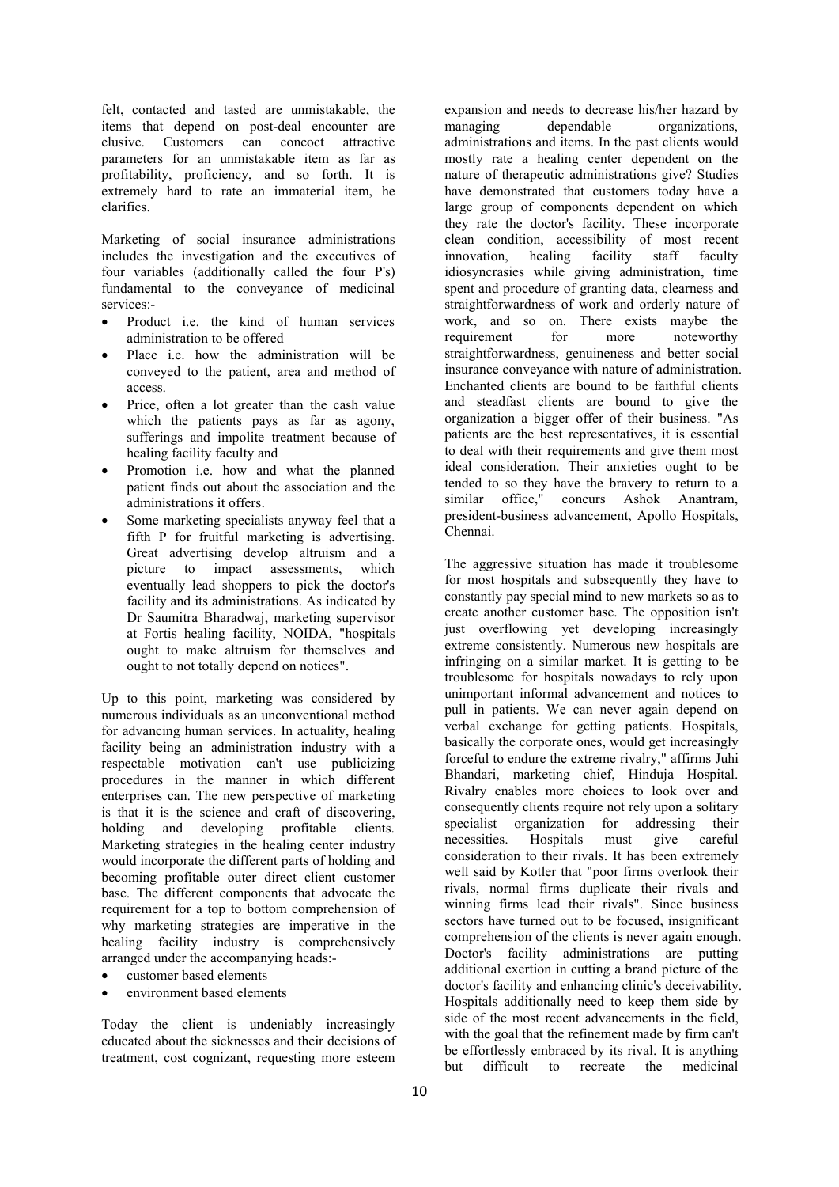felt, contacted and tasted are unmistakable, the items that depend on post-deal encounter are elusive. Customers can concoct attractive parameters for an unmistakable item as far as profitability, proficiency, and so forth. It is extremely hard to rate an immaterial item, he clarifies.

Marketing of social insurance administrations includes the investigation and the executives of four variables (additionally called the four P's) fundamental to the conveyance of medicinal services:-

- Product i.e. the kind of human services administration to be offered
- Place i.e. how the administration will be conveyed to the patient, area and method of access.
- Price, often a lot greater than the cash value which the patients pays as far as agony, sufferings and impolite treatment because of healing facility faculty and
- Promotion i.e. how and what the planned patient finds out about the association and the administrations it offers.
- Some marketing specialists anyway feel that a fifth P for fruitful marketing is advertising. Great advertising develop altruism and a picture to impact assessments, which eventually lead shoppers to pick the doctor's facility and its administrations. As indicated by Dr Saumitra Bharadwaj, marketing supervisor at Fortis healing facility, NOIDA, "hospitals ought to make altruism for themselves and ought to not totally depend on notices".

Up to this point, marketing was considered by numerous individuals as an unconventional method for advancing human services. In actuality, healing facility being an administration industry with a respectable motivation can't use publicizing procedures in the manner in which different enterprises can. The new perspective of marketing is that it is the science and craft of discovering, holding and developing profitable clients. Marketing strategies in the healing center industry would incorporate the different parts of holding and becoming profitable outer direct client customer base. The different components that advocate the requirement for a top to bottom comprehension of why marketing strategies are imperative in the healing facility industry is comprehensively arranged under the accompanying heads:-

- customer based elements
- environment based elements

Today the client is undeniably increasingly educated about the sicknesses and their decisions of treatment, cost cognizant, requesting more esteem expansion and needs to decrease his/her hazard by managing dependable organizations, administrations and items. In the past clients would mostly rate a healing center dependent on the nature of therapeutic administrations give? Studies have demonstrated that customers today have a large group of components dependent on which they rate the doctor's facility. These incorporate clean condition, accessibility of most recent innovation, healing facility staff faculty idiosyncrasies while giving administration, time spent and procedure of granting data, clearness and straightforwardness of work and orderly nature of work, and so on. There exists maybe the requirement for more noteworthy straightforwardness, genuineness and better social insurance conveyance with nature of administration. Enchanted clients are bound to be faithful clients and steadfast clients are bound to give the organization a bigger offer of their business. "As patients are the best representatives, it is essential to deal with their requirements and give them most ideal consideration. Their anxieties ought to be tended to so they have the bravery to return to a similar office," concurs Ashok Anantram, president-business advancement, Apollo Hospitals, Chennai.

The aggressive situation has made it troublesome for most hospitals and subsequently they have to constantly pay special mind to new markets so as to create another customer base. The opposition isn't just overflowing yet developing increasingly extreme consistently. Numerous new hospitals are infringing on a similar market. It is getting to be troublesome for hospitals nowadays to rely upon unimportant informal advancement and notices to pull in patients. We can never again depend on verbal exchange for getting patients. Hospitals, basically the corporate ones, would get increasingly forceful to endure the extreme rivalry," affirms Juhi Bhandari, marketing chief, Hinduja Hospital. Rivalry enables more choices to look over and consequently clients require not rely upon a solitary specialist organization for addressing their necessities. Hospitals must give careful consideration to their rivals. It has been extremely well said by Kotler that "poor firms overlook their rivals, normal firms duplicate their rivals and winning firms lead their rivals". Since business sectors have turned out to be focused, insignificant comprehension of the clients is never again enough. Doctor's facility administrations are putting additional exertion in cutting a brand picture of the doctor's facility and enhancing clinic's deceivability. Hospitals additionally need to keep them side by side of the most recent advancements in the field, with the goal that the refinement made by firm can't be effortlessly embraced by its rival. It is anything but difficult to recreate the medicinal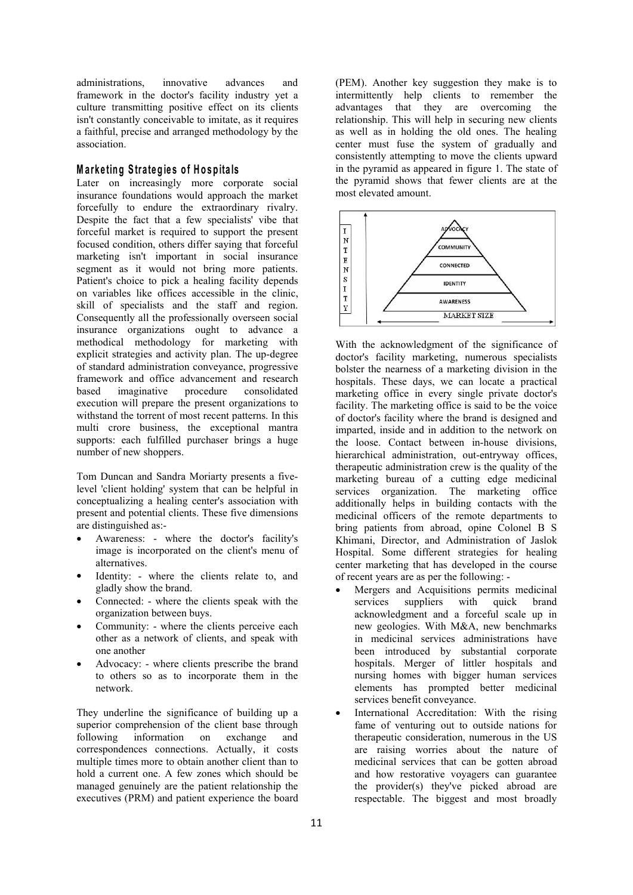administrations, innovative advances and framework in the doctor's facility industry yet a culture transmitting positive effect on its clients isn't constantly conceivable to imitate, as it requires a faithful, precise and arranged methodology by the association.

## Marketing Strategies of Hospitals

Later on increasingly more corporate social insurance foundations would approach the market forcefully to endure the extraordinary rivalry. Despite the fact that a few specialists' vibe that forceful market is required to support the present focused condition, others differ saying that forceful marketing isn't important in social insurance segment as it would not bring more patients. Patient's choice to pick a healing facility depends on variables like offices accessible in the clinic, skill of specialists and the staff and region. Consequently all the professionally overseen social insurance organizations ought to advance a methodical methodology for marketing with explicit strategies and activity plan. The up-degree of standard administration conveyance, progressive framework and office advancement and research based imaginative procedure consolidated execution will prepare the present organizations to withstand the torrent of most recent patterns. In this multi crore business, the exceptional mantra supports: each fulfilled purchaser brings a huge number of new shoppers.

Tom Duncan and Sandra Moriarty presents a five-level 'client holding' system that can be helpful in conceptualizing a healing center's association with present and potential clients. These five dimensions are distinguished as:-

- Awareness: - where the doctor's facility's image is incorporated on the client's menu of alternatives.
- Identity: - where the clients relate to, and gladly show the brand.
- Connected: - where the clients speak with the organization between buys.
- Community: - where the clients perceive each other as a network of clients, and speak with one another
- Advocacy: - where clients prescribe the brand to others so as to incorporate them in the network.

They underline the significance of building up a superior comprehension of the client base through following information on exchange and correspondences connections. Actually, it costs multiple times more to obtain another client than to hold a current one. A few zones which should be managed genuinely are the patient relationship the executives (PRM) and patient experience the board (PEM). Another key suggestion they make is to intermittently help clients to remember the advantages that they are overcoming the relationship. This will help in securing new clients as well as in holding the old ones. The healing center must fuse the system of gradually and consistently attempting to move the clients upward in the pyramid as appeared in figure 1. The state of the pyramid shows that fewer clients are at the most elevated amount.

With the acknowledgment of the significance of doctor's facility marketing, numerous specialists bolster the nearness of a marketing division in the hospitals. These days, we can locate a practical marketing office in every single private doctor's facility. The marketing office is said to be the voice of doctor's facility where the brand is designed and imparted, inside and in addition to the network on the loose. Contact between in-house divisions, hierarchical administration, out-entryway offices, therapeutic administration crew is the quality of the marketing bureau of a cutting edge medicinal services organization. The marketing office additionally helps in building contacts with the medicinal officers of the remote departments to bring patients from abroad, opine Colonel B S Khimani, Director, and Administration of Jaslok Hospital. Some different strategies for healing center marketing that has developed in the course of recent years are as per the following: -

- Mergers and Acquisitions permits medicinal services suppliers with quick brand acknowledgment and a forceful scale up in new geologies. With M&A, new benchmarks in medicinal services administrations have been introduced by substantial corporate hospitals. Merger of littler hospitals and nursing homes with bigger human services elements has prompted better medicinal services benefit conveyance.
- International Accreditation: With the rising fame of venturing out to outside nations for therapeutic consideration, numerous in the US are raising worries about the nature of medicinal services that can be gotten abroad and how restorative voyagers can guarantee the provider(s) they've picked abroad are respectable. The biggest and most broadly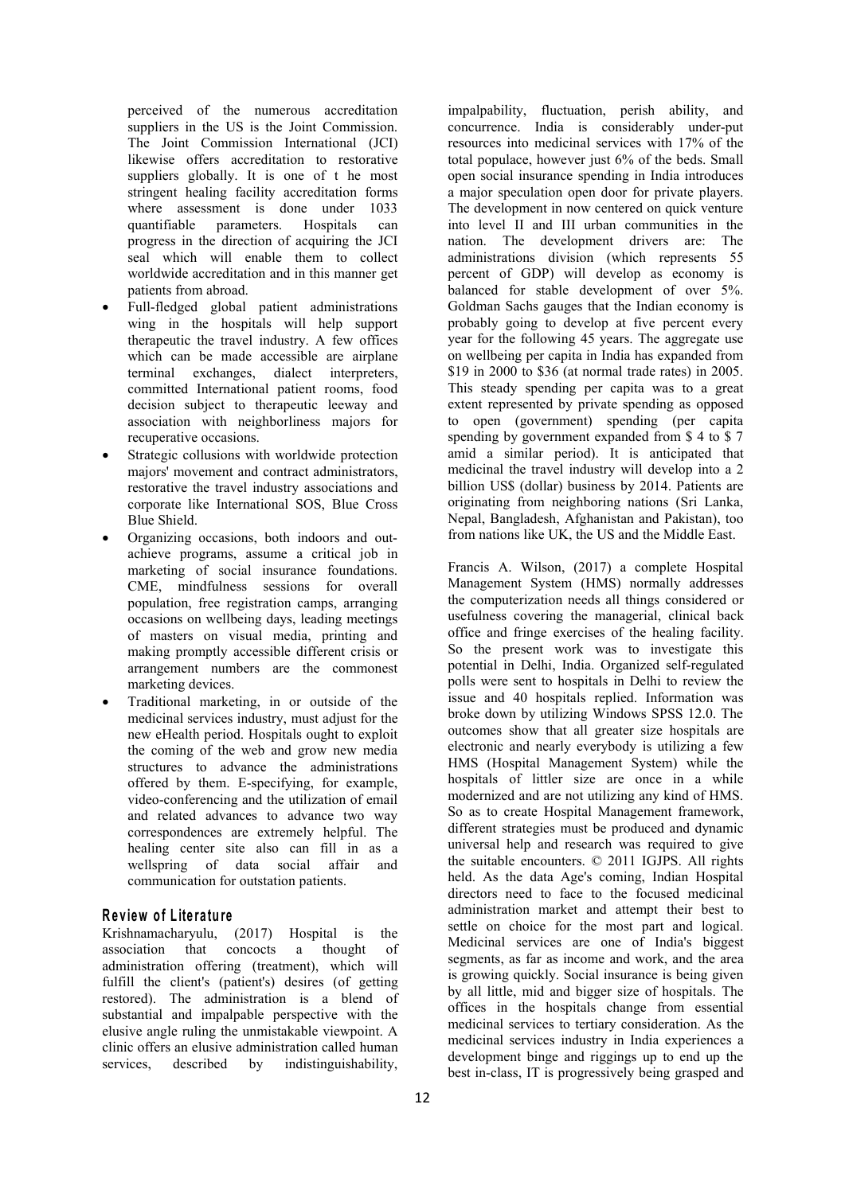perceived of the numerous accreditation suppliers in the US is the Joint Commission. The Joint Commission International (JCI) likewise offers accreditation to restorative suppliers globally. It is one of t he most stringent healing facility accreditation forms where assessment is done under 1033 quantifiable parameters. Hospitals can progress in the direction of acquiring the JCI seal which will enable them to collect worldwide accreditation and in this manner get patients from abroad.

- Full-fledged global patient administrations wing in the hospitals will help support therapeutic the travel industry. A few offices which can be made accessible are airplane terminal exchanges, dialect interpreters, committed International patient rooms, food decision subject to therapeutic leeway and association with neighborliness majors for recuperative occasions.
- Strategic collusions with worldwide protection majors' movement and contract administrators, restorative the travel industry associations and corporate like International SOS, Blue Cross Blue Shield.
- Organizing occasions, both indoors and out-achieve programs, assume a critical job in marketing of social insurance foundations. CME, mindfulness sessions for overall population, free registration camps, arranging occasions on wellbeing days, leading meetings of masters on visual media, printing and making promptly accessible different crisis or arrangement numbers are the commonest marketing devices.
- Traditional marketing, in or outside of the medicinal services industry, must adjust for the new eHealth period. Hospitals ought to exploit the coming of the web and grow new media structures to advance the administrations offered by them. E-specifying, for example, video-conferencing and the utilization of email and related advances to advance two way correspondences are extremely helpful. The healing center site also can fill in as a wellspring of data social affair and communication for outstation patients.

## Review of Literature

Krishnamacharyulu, (2017) Hospital is the association that concocts a thought of administration offering (treatment), which will fulfill the client's (patient's) desires (of getting restored). The administration is a blend of substantial and impalpable perspective with the elusive angle ruling the unmistakable viewpoint. A clinic offers an elusive administration called human services, described by indistinguishability, impalpability, fluctuation, perish ability, and concurrence. India is considerably under-put resources into medicinal services with 17% of the total populace, however just 6% of the beds. Small open social insurance spending in India introduces a major speculation open door for private players. The development in now centered on quick venture into level II and III urban communities in the nation. The development drivers are: The administrations division (which represents 55 percent of GDP) will develop as economy is balanced for stable development of over 5%. Goldman Sachs gauges that the Indian economy is probably going to develop at five percent every year for the following 45 years. The aggregate use on wellbeing per capita in India has expanded from \$19 in 2000 to \$36 (at normal trade rates) in 2005. This steady spending per capita was to a great extent represented by private spending as opposed to open (government) spending (per capita spending by government expanded from \$ 4 to \$ 7 amid a similar period). It is anticipated that medicinal the travel industry will develop into a 2 billion US\$ (dollar) business by 2014. Patients are originating from neighboring nations (Sri Lanka, Nepal, Bangladesh, Afghanistan and Pakistan), too from nations like UK, the US and the Middle East.

Francis A. Wilson, (2017) a complete Hospital Management System (HMS) normally addresses the computerization needs all things considered or usefulness covering the managerial, clinical back office and fringe exercises of the healing facility. So the present work was to investigate this potential in Delhi, India. Organized self-regulated polls were sent to hospitals in Delhi to review the issue and 40 hospitals replied. Information was broke down by utilizing Windows SPSS 12.0. The outcomes show that all greater size hospitals are electronic and nearly everybody is utilizing a few HMS (Hospital Management System) while the hospitals of littler size are once in a while modernized and are not utilizing any kind of HMS. So as to create Hospital Management framework, different strategies must be produced and dynamic universal help and research was required to give the suitable encounters. © 2011 IGJPS. All rights held. As the data Age's coming, Indian Hospital directors need to face to the focused medicinal administration market and attempt their best to settle on choice for the most part and logical. Medicinal services are one of India's biggest segments, as far as income and work, and the area is growing quickly. Social insurance is being given by all little, mid and bigger size of hospitals. The offices in the hospitals change from essential medicinal services to tertiary consideration. As the medicinal services industry in India experiences a development binge and riggings up to end up the best in-class, IT is progressively being grasped and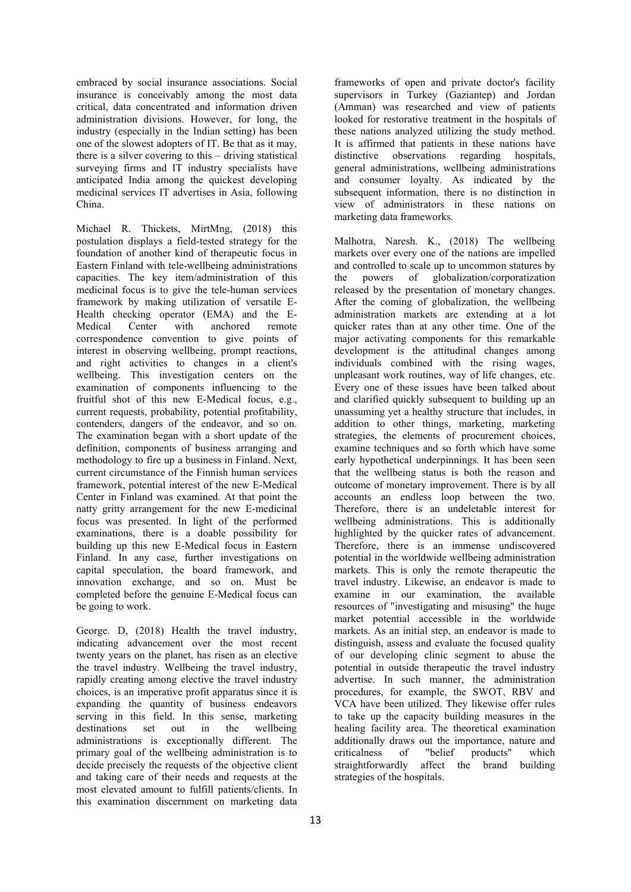embraced by social insurance associations. Social insurance is conceivably among the most data critical, data concentrated and information driven administration divisions. However, for long, the industry (especially in the Indian setting) has been one of the slowest adopters of IT. Be that as it may, there is a silver covering to this – driving statistical surveying firms and IT industry specialists have anticipated India among the quickest developing medicinal services IT advertises in Asia, following China.

Michael R. Thickets, MirtMng, (2018) this postulation displays a field-tested strategy for the foundation of another kind of therapeutic focus in Eastern Finland with tele-wellbeing administrations capacities. The key item/administration of this medicinal focus is to give the tele-human services framework by making utilization of versatile E-Health checking operator (EMA) and the E-Medical Center with anchored remote correspondence convention to give points of interest in observing wellbeing, prompt reactions, and right activities to changes in a client's wellbeing. This investigation centers on the examination of components influencing to the fruitful shot of this new E-Medical focus, e.g., current requests, probability, potential profitability, contenders, dangers of the endeavor, and so on. The examination began with a short update of the definition, components of business arranging and methodology to fire up a business in Finland. Next, current circumstance of the Finnish human services framework, potential interest of the new E-Medical Center in Finland was examined. At that point the natty gritty arrangement for the new E-medicinal focus was presented. In light of the performed examinations, there is a doable possibility for building up this new E-Medical focus in Eastern Finland. In any case, further investigations on capital speculation, the board framework, and innovation exchange, and so on. Must be completed before the genuine E-Medical focus can be going to work.

George. D, (2018) Health the travel industry, indicating advancement over the most recent twenty years on the planet, has risen as an elective the travel industry. Wellbeing the travel industry, rapidly creating among elective the travel industry choices, is an imperative profit apparatus since it is expanding the quantity of business endeavors serving in this field. In this sense, marketing destinations set out in the wellbeing administrations is exceptionally different. The primary goal of the wellbeing administration is to decide precisely the requests of the objective client and taking care of their needs and requests at the most elevated amount to fulfill patients/clients. In this examination discernment on marketing data frameworks of open and private doctor's facility supervisors in Turkey (Gaziantep) and Jordan (Amman) was researched and view of patients looked for restorative treatment in the hospitals of these nations analyzed utilizing the study method. It is affirmed that patients in these nations have distinctive observations regarding hospitals, general administrations, wellbeing administrations and consumer loyalty. As indicated by the subsequent information, there is no distinction in view of administrators in these nations on marketing data frameworks.

Malhotra, Naresh. K., (2018) The wellbeing markets over every one of the nations are impelled and controlled to scale up to uncommon statures by the powers of globalization/corporatization released by the presentation of monetary changes. After the coming of globalization, the wellbeing administration markets are extending at a lot quicker rates than at any other time. One of the major activating components for this remarkable development is the attitudinal changes among individuals combined with the rising wages, unpleasant work routines, way of life changes, etc. Every one of these issues have been talked about and clarified quickly subsequent to building up an unassuming yet a healthy structure that includes, in addition to other things, marketing, marketing strategies, the elements of procurement choices, examine techniques and so forth which have some early hypothetical underpinnings. It has been seen that the wellbeing status is both the reason and outcome of monetary improvement. There is by all accounts an endless loop between the two. Therefore, there is an undeletable interest for wellbeing administrations. This is additionally highlighted by the quicker rates of advancement. Therefore, there is an immense undiscovered potential in the worldwide wellbeing administration markets. This is only the remote therapeutic the travel industry. Likewise, an endeavor is made to examine in our examination, the available resources of "investigating and misusing" the huge market potential accessible in the worldwide markets. As an initial step, an endeavor is made to distinguish, assess and evaluate the focused quality of our developing clinic segment to abuse the potential in outside therapeutic the travel industry advertise. In such manner, the administration procedures, for example, the SWOT, RBV and VCA have been utilized. They likewise offer rules to take up the capacity building measures in the healing facility area. The theoretical examination additionally draws out the importance, nature and criticalness of "belief products" which straightforwardly affect the brand building strategies of the hospitals.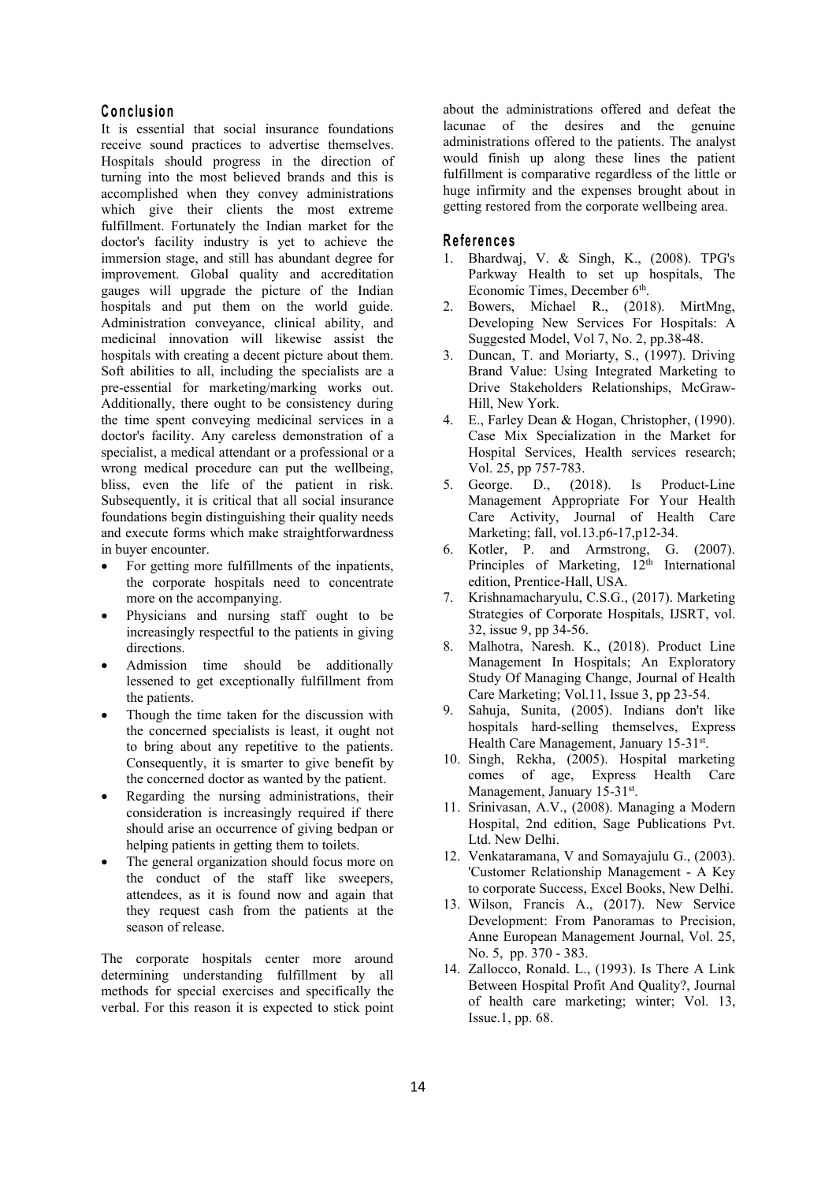## Conclusion

It is essential that social insurance foundations receive sound practices to advertise themselves. Hospitals should progress in the direction of turning into the most believed brands and this is accomplished when they convey administrations which give their clients the most extreme fulfillment. Fortunately the Indian market for the doctor's facility industry is yet to achieve the immersion stage, and still has abundant degree for improvement. Global quality and accreditation gauges will upgrade the picture of the Indian hospitals and put them on the world guide. Administration conveyance, clinical ability, and medicinal innovation will likewise assist the hospitals with creating a decent picture about them. Soft abilities to all, including the specialists are a pre-essential for marketing/marking works out. Additionally, there ought to be consistency during the time spent conveying medicinal services in a doctor's facility. Any careless demonstration of a specialist, a medical attendant or a professional or a wrong medical procedure can put the wellbeing, bliss, even the life of the patient in risk. Subsequently, it is critical that all social insurance foundations begin distinguishing their quality needs and execute forms which make straightforwardness in buyer encounter.

- For getting more fulfillments of the inpatients, the corporate hospitals need to concentrate more on the accompanying.
- Physicians and nursing staff ought to be increasingly respectful to the patients in giving directions.
- Admission time should be additionally lessened to get exceptionally fulfillment from the patients.
- Though the time taken for the discussion with the concerned specialists is least, it ought not to bring about any repetitive to the patients. Consequently, it is smarter to give benefit by the concerned doctor as wanted by the patient.
- Regarding the nursing administrations, their consideration is increasingly required if there should arise an occurrence of giving bedpan or helping patients in getting them to toilets.
- The general organization should focus more on the conduct of the staff like sweepers, attendees, as it is found now and again that they request cash from the patients at the season of release.

The corporate hospitals center more around determining understanding fulfillment by all methods for special exercises and specifically the verbal. For this reason it is expected to stick point about the administrations offered and defeat the lacunae of the desires and the genuine administrations offered to the patients. The analyst would finish up along these lines the patient fulfillment is comparative regardless of the little or huge infirmity and the expenses brought about in getting restored from the corporate wellbeing area.

## References

1. Bhardwaj, V. & Singh, K., (2008). TPG's Parkway Health to set up hospitals, The Economic Times, December 6th.
2. Bowers, Michael R., (2018). MirtMng, Developing New Services For Hospitals: A Suggested Model, Vol 7, No. 2, pp.38-48.
3. Duncan, T. and Moriarty, S., (1997). Driving Brand Value: Using Integrated Marketing to Drive Stakeholders Relationships, McGraw-Hill, New York.
4. E., Farley Dean & Hogan, Christopher, (1990). Case Mix Specialization in the Market for Hospital Services, Health services research; Vol. 25, pp 757-783.
5. George. D., (2018). Is Product-Line Management Appropriate For Your Health Care Activity, Journal of Health Care Marketing; fall, vol.13.p6-17,p12-34.
6. Kotler, P. and Armstrong, G. (2007). Principles of Marketing, 12th International edition, Prentice-Hall, USA.
7. Krishnamacharyulu, C.S.G., (2017). Marketing Strategies of Corporate Hospitals, IJSRT, vol. 32, issue 9, pp 34-56.
8. Malhotra, Naresh. K., (2018). Product Line Management In Hospitals; An Exploratory Study Of Managing Change, Journal of Health Care Marketing; Vol.11, Issue 3, pp 23-54.
9. Sahuja, Sunita, (2005). Indians don't like hospitals hard-selling themselves, Express Health Care Management, January 15-31st.
10. Singh, Rekha, (2005). Hospital marketing comes of age, Express Health Care Management, January 15-31st.
11. Srinivasan, A.V., (2008). Managing a Modern Hospital, 2nd edition, Sage Publications Pvt. Ltd. New Delhi.
12. Venkataramana, V and Somayajulu G., (2003). 'Customer Relationship Management - A Key to corporate Success, Excel Books, New Delhi.
13. Wilson, Francis A., (2017). New Service Development: From Panoramas to Precision, Anne European Management Journal, Vol. 25, No. 5, pp. 370 - 383.
14. Zallocco, Ronald. L., (1993). Is There A Link Between Hospital Profit And Quality?, Journal of health care marketing; winter; Vol. 13, Issue.1, pp. 68.